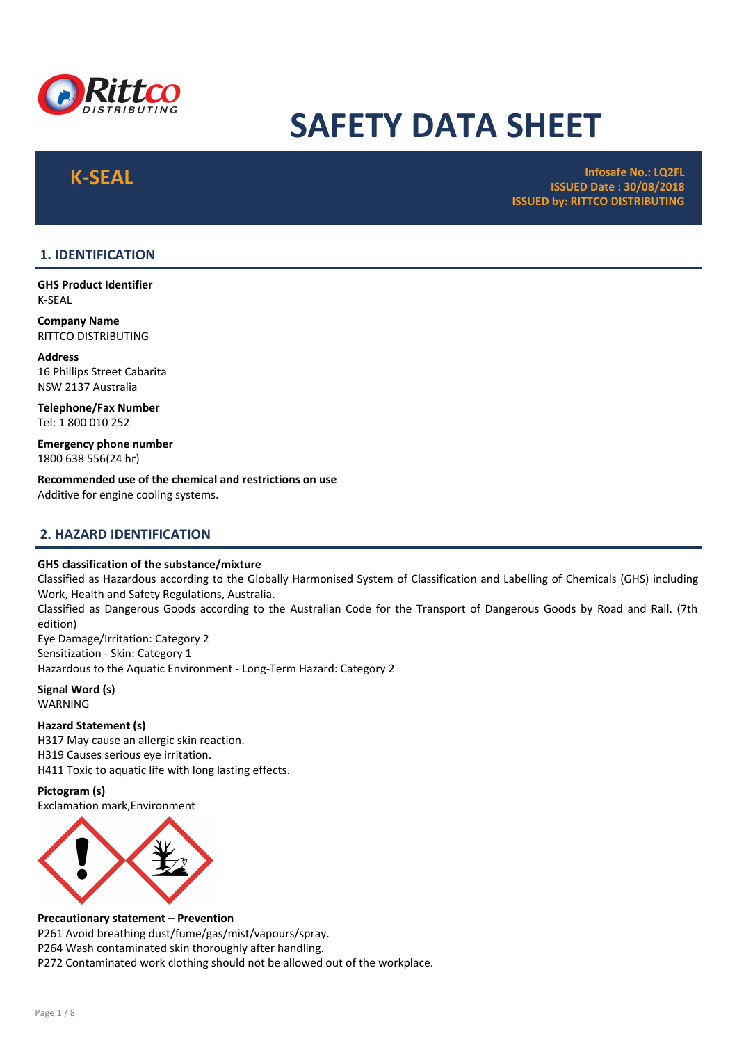# SAFETY DATA SHEET

**K-SEAL**

**Infosafe No.: LQ2FL**
**ISSUED Date : 30/08/2018**
**ISSUED by: RITTCO DISTRIBUTING**

## 1. IDENTIFICATION

**GHS Product Identifier**
K-SEAL

**Company Name**
RITTCO DISTRIBUTING

**Address**
16 Phillips Street Cabarita
NSW 2137 Australia

**Telephone/Fax Number**
Tel: 1 800 010 252

**Emergency phone number**
1800 638 556(24 hr)

**Recommended use of the chemical and restrictions on use**
Additive for engine cooling systems.

## 2. HAZARD IDENTIFICATION

**GHS classification of the substance/mixture**
Classified as Hazardous according to the Globally Harmonised System of Classification and Labelling of Chemicals (GHS) including Work, Health and Safety Regulations, Australia.
Classified as Dangerous Goods according to the Australian Code for the Transport of Dangerous Goods by Road and Rail. (7th edition)
Eye Damage/Irritation: Category 2
Sensitization - Skin: Category 1
Hazardous to the Aquatic Environment - Long-Term Hazard: Category 2

**Signal Word (s)**
WARNING

**Hazard Statement (s)**
H317 May cause an allergic skin reaction.
H319 Causes serious eye irritation.
H411 Toxic to aquatic life with long lasting effects.

**Pictogram (s)**
Exclamation mark,Environment

**Precautionary statement – Prevention**
P261 Avoid breathing dust/fume/gas/mist/vapours/spray.
P264 Wash contaminated skin thoroughly after handling.
P272 Contaminated work clothing should not be allowed out of the workplace.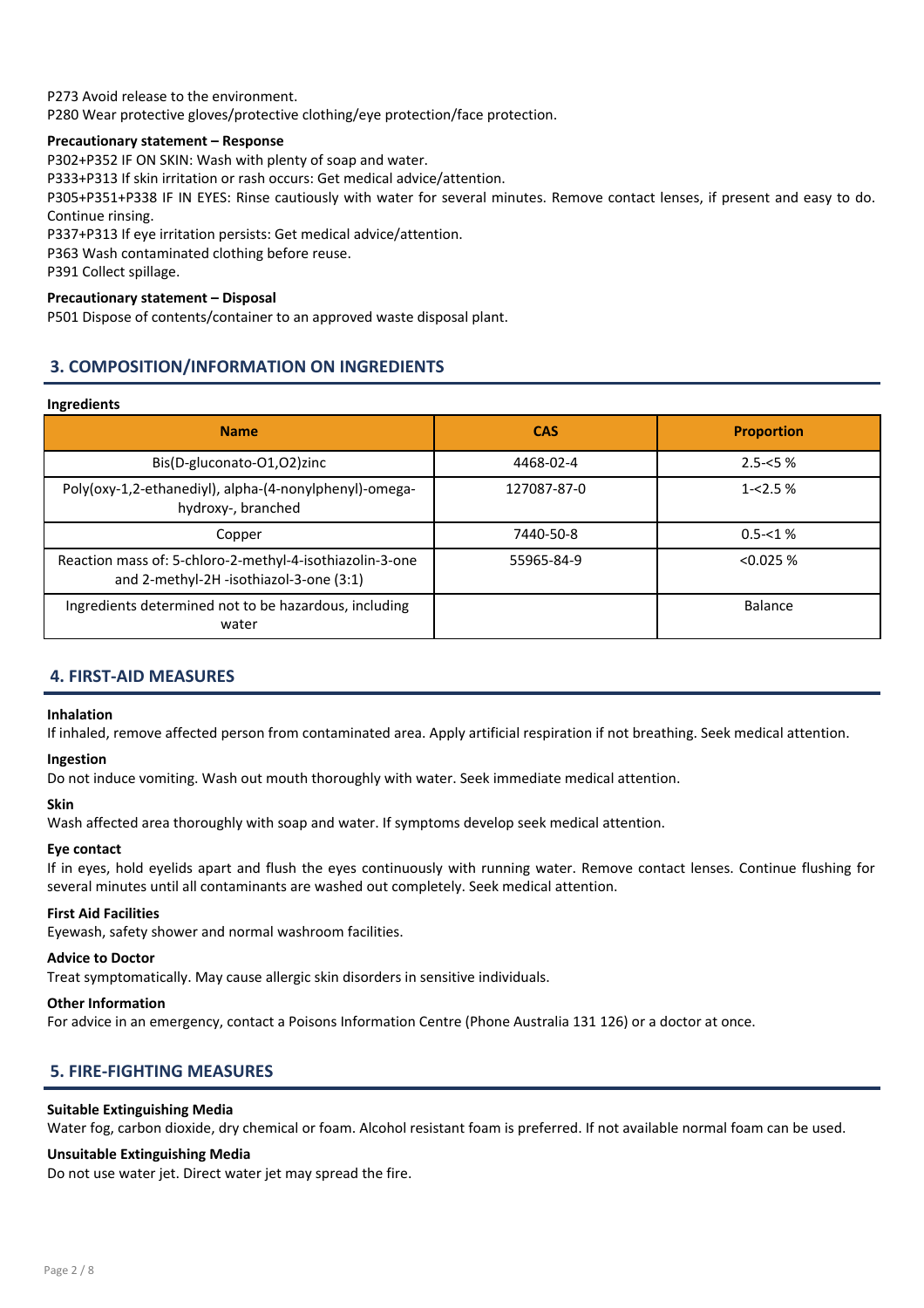P273 Avoid release to the environment.
P280 Wear protective gloves/protective clothing/eye protection/face protection.

**Precautionary statement – Response**

P302+P352 IF ON SKIN: Wash with plenty of soap and water.
P333+P313 If skin irritation or rash occurs: Get medical advice/attention.
P305+P351+P338 IF IN EYES: Rinse cautiously with water for several minutes. Remove contact lenses, if present and easy to do. Continue rinsing.
P337+P313 If eye irritation persists: Get medical advice/attention.
P363 Wash contaminated clothing before reuse.
P391 Collect spillage.

**Precautionary statement – Disposal**

P501 Dispose of contents/container to an approved waste disposal plant.

## 3. COMPOSITION/INFORMATION ON INGREDIENTS

**Ingredients**

| Name | CAS | Proportion |
|---|---|---|
| Bis(D-gluconato-O1,O2)zinc | 4468-02-4 | 2.5-<5 % |
| Poly(oxy-1,2-ethanediyl), alpha-(4-nonylphenyl)-omega-hydroxy-, branched | 127087-87-0 | 1-<2.5 % |
| Copper | 7440-50-8 | 0.5-<1 % |
| Reaction mass of: 5-chloro-2-methyl-4-isothiazolin-3-one and 2-methyl-2H -isothiazol-3-one (3:1) | 55965-84-9 | <0.025 % |
| Ingredients determined not to be hazardous, including water | | Balance |

## 4. FIRST-AID MEASURES

**Inhalation**

If inhaled, remove affected person from contaminated area. Apply artificial respiration if not breathing. Seek medical attention.

**Ingestion**

Do not induce vomiting. Wash out mouth thoroughly with water. Seek immediate medical attention.

**Skin**

Wash affected area thoroughly with soap and water. If symptoms develop seek medical attention.

**Eye contact**

If in eyes, hold eyelids apart and flush the eyes continuously with running water. Remove contact lenses. Continue flushing for several minutes until all contaminants are washed out completely. Seek medical attention.

**First Aid Facilities**

Eyewash, safety shower and normal washroom facilities.

**Advice to Doctor**

Treat symptomatically. May cause allergic skin disorders in sensitive individuals.

**Other Information**

For advice in an emergency, contact a Poisons Information Centre (Phone Australia 131 126) or a doctor at once.

## 5. FIRE-FIGHTING MEASURES

**Suitable Extinguishing Media**

Water fog, carbon dioxide, dry chemical or foam. Alcohol resistant foam is preferred. If not available normal foam can be used.

**Unsuitable Extinguishing Media**

Do not use water jet. Direct water jet may spread the fire.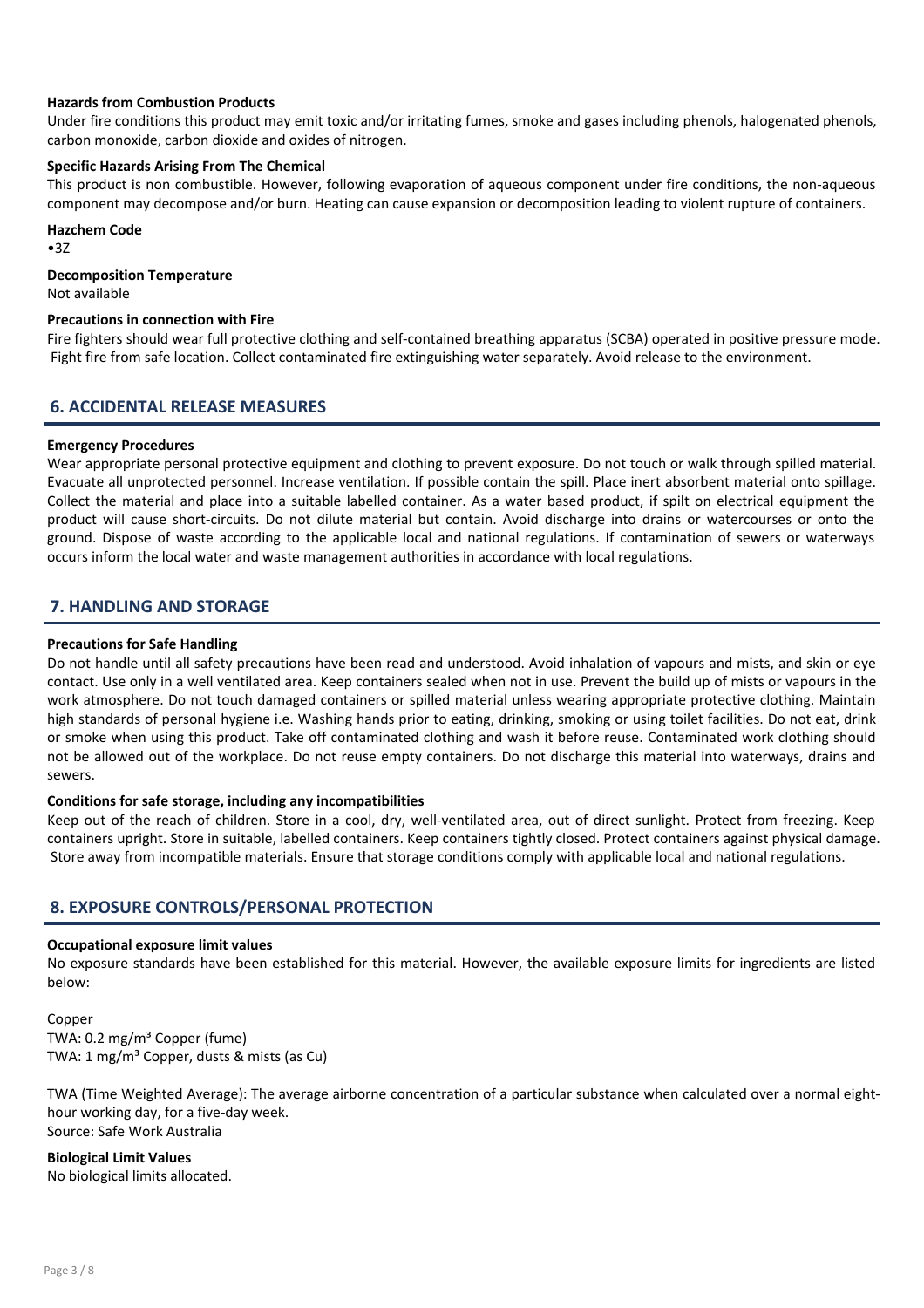**Hazards from Combustion Products**

Under fire conditions this product may emit toxic and/or irritating fumes, smoke and gases including phenols, halogenated phenols, carbon monoxide, carbon dioxide and oxides of nitrogen.

**Specific Hazards Arising From The Chemical**

This product is non combustible. However, following evaporation of aqueous component under fire conditions, the non-aqueous component may decompose and/or burn. Heating can cause expansion or decomposition leading to violent rupture of containers.

**Hazchem Code**

- 3Z

**Decomposition Temperature**

Not available

**Precautions in connection with Fire**

Fire fighters should wear full protective clothing and self-contained breathing apparatus (SCBA) operated in positive pressure mode. Fight fire from safe location. Collect contaminated fire extinguishing water separately. Avoid release to the environment.

## 6. ACCIDENTAL RELEASE MEASURES

**Emergency Procedures**

Wear appropriate personal protective equipment and clothing to prevent exposure. Do not touch or walk through spilled material. Evacuate all unprotected personnel. Increase ventilation. If possible contain the spill. Place inert absorbent material onto spillage. Collect the material and place into a suitable labelled container. As a water based product, if spilt on electrical equipment the product will cause short-circuits. Do not dilute material but contain. Avoid discharge into drains or watercourses or onto the ground. Dispose of waste according to the applicable local and national regulations. If contamination of sewers or waterways occurs inform the local water and waste management authorities in accordance with local regulations.

## 7. HANDLING AND STORAGE

**Precautions for Safe Handling**

Do not handle until all safety precautions have been read and understood. Avoid inhalation of vapours and mists, and skin or eye contact. Use only in a well ventilated area. Keep containers sealed when not in use. Prevent the build up of mists or vapours in the work atmosphere. Do not touch damaged containers or spilled material unless wearing appropriate protective clothing. Maintain high standards of personal hygiene i.e. Washing hands prior to eating, drinking, smoking or using toilet facilities. Do not eat, drink or smoke when using this product. Take off contaminated clothing and wash it before reuse. Contaminated work clothing should not be allowed out of the workplace. Do not reuse empty containers. Do not discharge this material into waterways, drains and sewers.

**Conditions for safe storage, including any incompatibilities**

Keep out of the reach of children. Store in a cool, dry, well-ventilated area, out of direct sunlight. Protect from freezing. Keep containers upright. Store in suitable, labelled containers. Keep containers tightly closed. Protect containers against physical damage. Store away from incompatible materials. Ensure that storage conditions comply with applicable local and national regulations.

## 8. EXPOSURE CONTROLS/PERSONAL PROTECTION

**Occupational exposure limit values**

No exposure standards have been established for this material. However, the available exposure limits for ingredients are listed below:

Copper
TWA: 0.2 mg/m³ Copper (fume)
TWA: 1 mg/m³ Copper, dusts & mists (as Cu)

TWA (Time Weighted Average): The average airborne concentration of a particular substance when calculated over a normal eight-hour working day, for a five-day week.
Source: Safe Work Australia

**Biological Limit Values**

No biological limits allocated.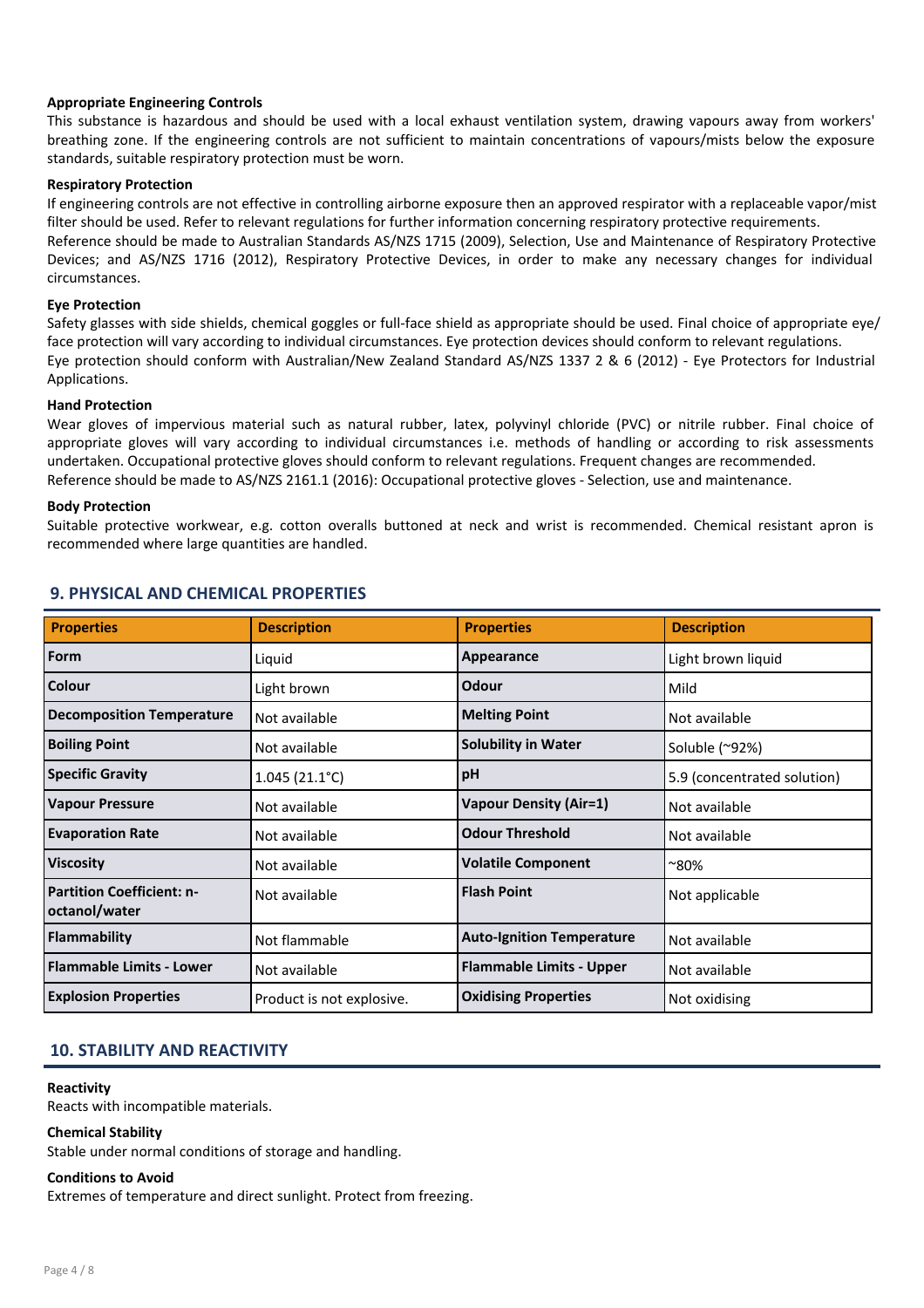**Appropriate Engineering Controls**

This substance is hazardous and should be used with a local exhaust ventilation system, drawing vapours away from workers' breathing zone. If the engineering controls are not sufficient to maintain concentrations of vapours/mists below the exposure standards, suitable respiratory protection must be worn.

**Respiratory Protection**

If engineering controls are not effective in controlling airborne exposure then an approved respirator with a replaceable vapor/mist filter should be used. Refer to relevant regulations for further information concerning respiratory protective requirements.
Reference should be made to Australian Standards AS/NZS 1715 (2009), Selection, Use and Maintenance of Respiratory Protective Devices; and AS/NZS 1716 (2012), Respiratory Protective Devices, in order to make any necessary changes for individual circumstances.

**Eye Protection**

Safety glasses with side shields, chemical goggles or full-face shield as appropriate should be used. Final choice of appropriate eye/ face protection will vary according to individual circumstances. Eye protection devices should conform to relevant regulations.
Eye protection should conform with Australian/New Zealand Standard AS/NZS 1337 2 & 6 (2012) - Eye Protectors for Industrial Applications.

**Hand Protection**

Wear gloves of impervious material such as natural rubber, latex, polyvinyl chloride (PVC) or nitrile rubber. Final choice of appropriate gloves will vary according to individual circumstances i.e. methods of handling or according to risk assessments undertaken. Occupational protective gloves should conform to relevant regulations. Frequent changes are recommended.
Reference should be made to AS/NZS 2161.1 (2016): Occupational protective gloves - Selection, use and maintenance.

**Body Protection**

Suitable protective workwear, e.g. cotton overalls buttoned at neck and wrist is recommended. Chemical resistant apron is recommended where large quantities are handled.

## 9. PHYSICAL AND CHEMICAL PROPERTIES

| Properties | Description | Properties | Description |
|---|---|---|---|
| **Form** | Liquid | **Appearance** | Light brown liquid |
| **Colour** | Light brown | **Odour** | Mild |
| **Decomposition Temperature** | Not available | **Melting Point** | Not available |
| **Boiling Point** | Not available | **Solubility in Water** | Soluble (~92%) |
| **Specific Gravity** | 1.045 (21.1°C) | **pH** | 5.9 (concentrated solution) |
| **Vapour Pressure** | Not available | **Vapour Density (Air=1)** | Not available |
| **Evaporation Rate** | Not available | **Odour Threshold** | Not available |
| **Viscosity** | Not available | **Volatile Component** | ~80% |
| **Partition Coefficient: n-octanol/water** | Not available | **Flash Point** | Not applicable |
| **Flammability** | Not flammable | **Auto-Ignition Temperature** | Not available |
| **Flammable Limits - Lower** | Not available | **Flammable Limits - Upper** | Not available |
| **Explosion Properties** | Product is not explosive. | **Oxidising Properties** | Not oxidising |

## 10. STABILITY AND REACTIVITY

**Reactivity**

Reacts with incompatible materials.

**Chemical Stability**

Stable under normal conditions of storage and handling.

**Conditions to Avoid**

Extremes of temperature and direct sunlight. Protect from freezing.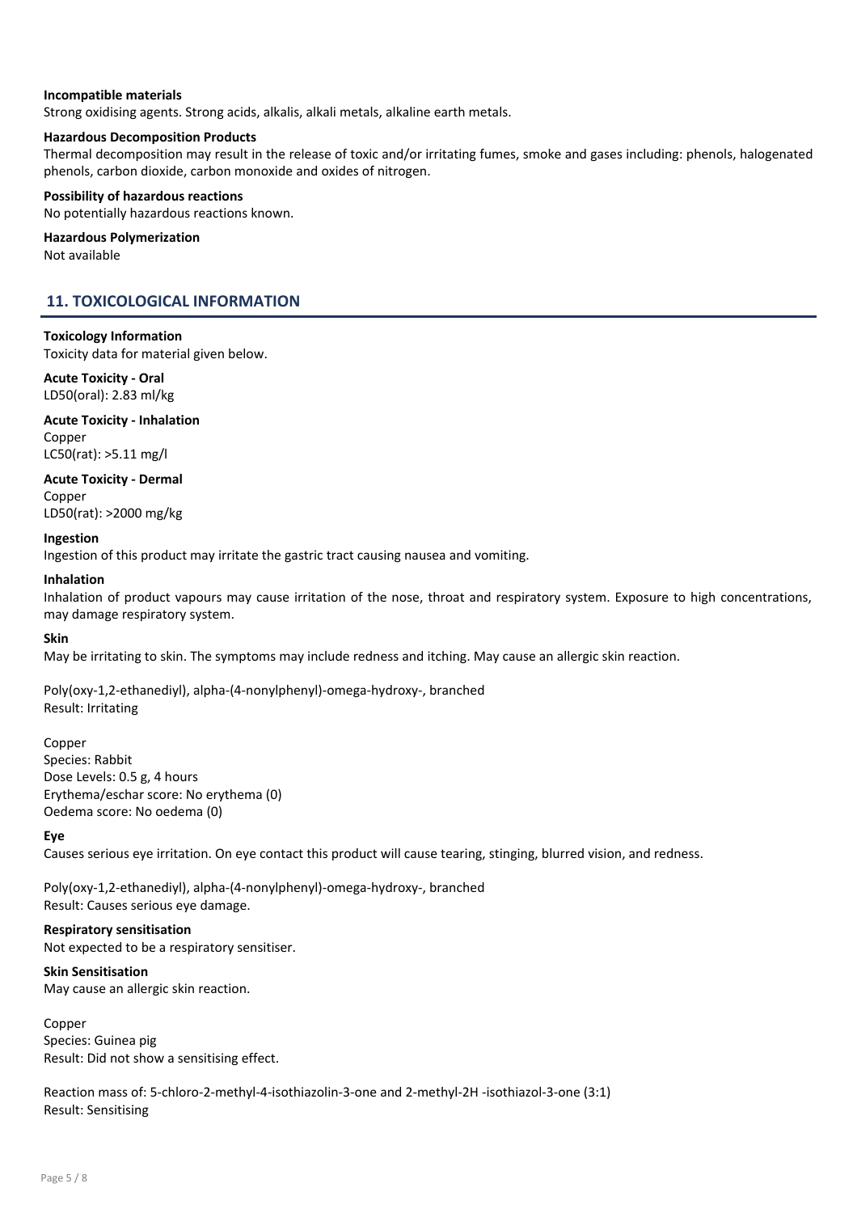**Incompatible materials**

Strong oxidising agents. Strong acids, alkalis, alkali metals, alkaline earth metals.

**Hazardous Decomposition Products**

Thermal decomposition may result in the release of toxic and/or irritating fumes, smoke and gases including: phenols, halogenated phenols, carbon dioxide, carbon monoxide and oxides of nitrogen.

**Possibility of hazardous reactions**

No potentially hazardous reactions known.

**Hazardous Polymerization**

Not available

## 11. TOXICOLOGICAL INFORMATION

**Toxicology Information**

Toxicity data for material given below.

**Acute Toxicity - Oral**

LD50(oral): 2.83 ml/kg

**Acute Toxicity - Inhalation**

Copper
LC50(rat): >5.11 mg/l

**Acute Toxicity - Dermal**

Copper
LD50(rat): >2000 mg/kg

**Ingestion**

Ingestion of this product may irritate the gastric tract causing nausea and vomiting.

**Inhalation**

Inhalation of product vapours may cause irritation of the nose, throat and respiratory system. Exposure to high concentrations, may damage respiratory system.

**Skin**

May be irritating to skin. The symptoms may include redness and itching. May cause an allergic skin reaction.

Poly(oxy-1,2-ethanediyl), alpha-(4-nonylphenyl)-omega-hydroxy-, branched
Result: Irritating

Copper
Species: Rabbit
Dose Levels: 0.5 g, 4 hours
Erythema/eschar score: No erythema (0)
Oedema score: No oedema (0)

**Eye**

Causes serious eye irritation. On eye contact this product will cause tearing, stinging, blurred vision, and redness.

Poly(oxy-1,2-ethanediyl), alpha-(4-nonylphenyl)-omega-hydroxy-, branched
Result: Causes serious eye damage.

**Respiratory sensitisation**

Not expected to be a respiratory sensitiser.

**Skin Sensitisation**

May cause an allergic skin reaction.

Copper
Species: Guinea pig
Result: Did not show a sensitising effect.

Reaction mass of: 5-chloro-2-methyl-4-isothiazolin-3-one and 2-methyl-2H -isothiazol-3-one (3:1)
Result: Sensitising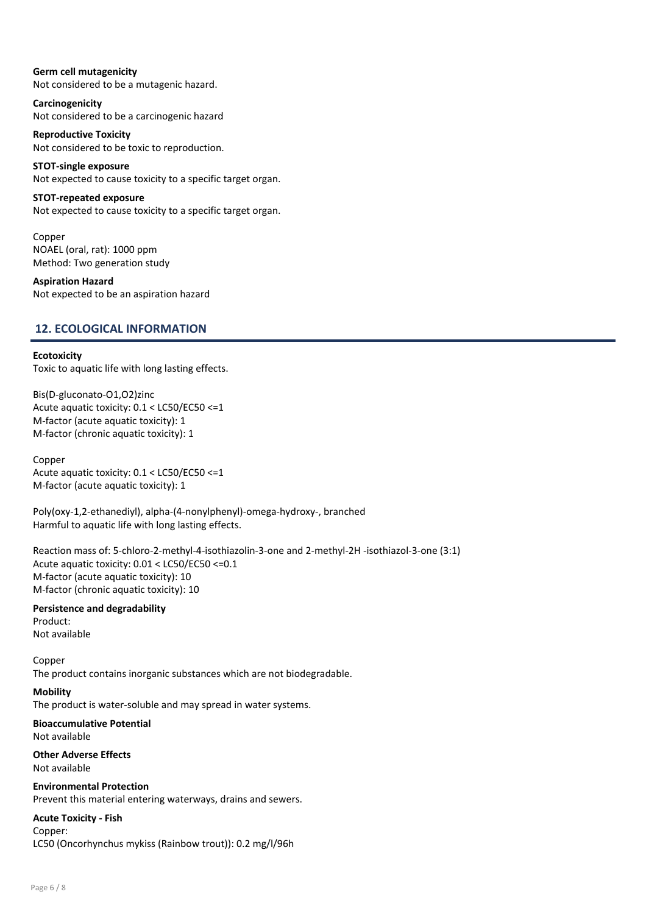**Germ cell mutagenicity**
Not considered to be a mutagenic hazard.

**Carcinogenicity**
Not considered to be a carcinogenic hazard

**Reproductive Toxicity**
Not considered to be toxic to reproduction.

**STOT-single exposure**
Not expected to cause toxicity to a specific target organ.

**STOT-repeated exposure**
Not expected to cause toxicity to a specific target organ.

Copper
NOAEL (oral, rat): 1000 ppm
Method: Two generation study

**Aspiration Hazard**
Not expected to be an aspiration hazard

## 12. ECOLOGICAL INFORMATION

**Ecotoxicity**
Toxic to aquatic life with long lasting effects.

Bis(D-gluconato-O1,O2)zinc
Acute aquatic toxicity: 0.1 < LC50/EC50 <=1
M-factor (acute aquatic toxicity): 1
M-factor (chronic aquatic toxicity): 1

Copper
Acute aquatic toxicity: 0.1 < LC50/EC50 <=1
M-factor (acute aquatic toxicity): 1

Poly(oxy-1,2-ethanediyl), alpha-(4-nonylphenyl)-omega-hydroxy-, branched
Harmful to aquatic life with long lasting effects.

Reaction mass of: 5-chloro-2-methyl-4-isothiazolin-3-one and 2-methyl-2H -isothiazol-3-one (3:1)
Acute aquatic toxicity: 0.01 < LC50/EC50 <=0.1
M-factor (acute aquatic toxicity): 10
M-factor (chronic aquatic toxicity): 10

**Persistence and degradability**
Product:
Not available

Copper
The product contains inorganic substances which are not biodegradable.

**Mobility**
The product is water-soluble and may spread in water systems.

**Bioaccumulative Potential**
Not available

**Other Adverse Effects**
Not available

**Environmental Protection**
Prevent this material entering waterways, drains and sewers.

**Acute Toxicity - Fish**
Copper:
LC50 (Oncorhynchus mykiss (Rainbow trout)): 0.2 mg/l/96h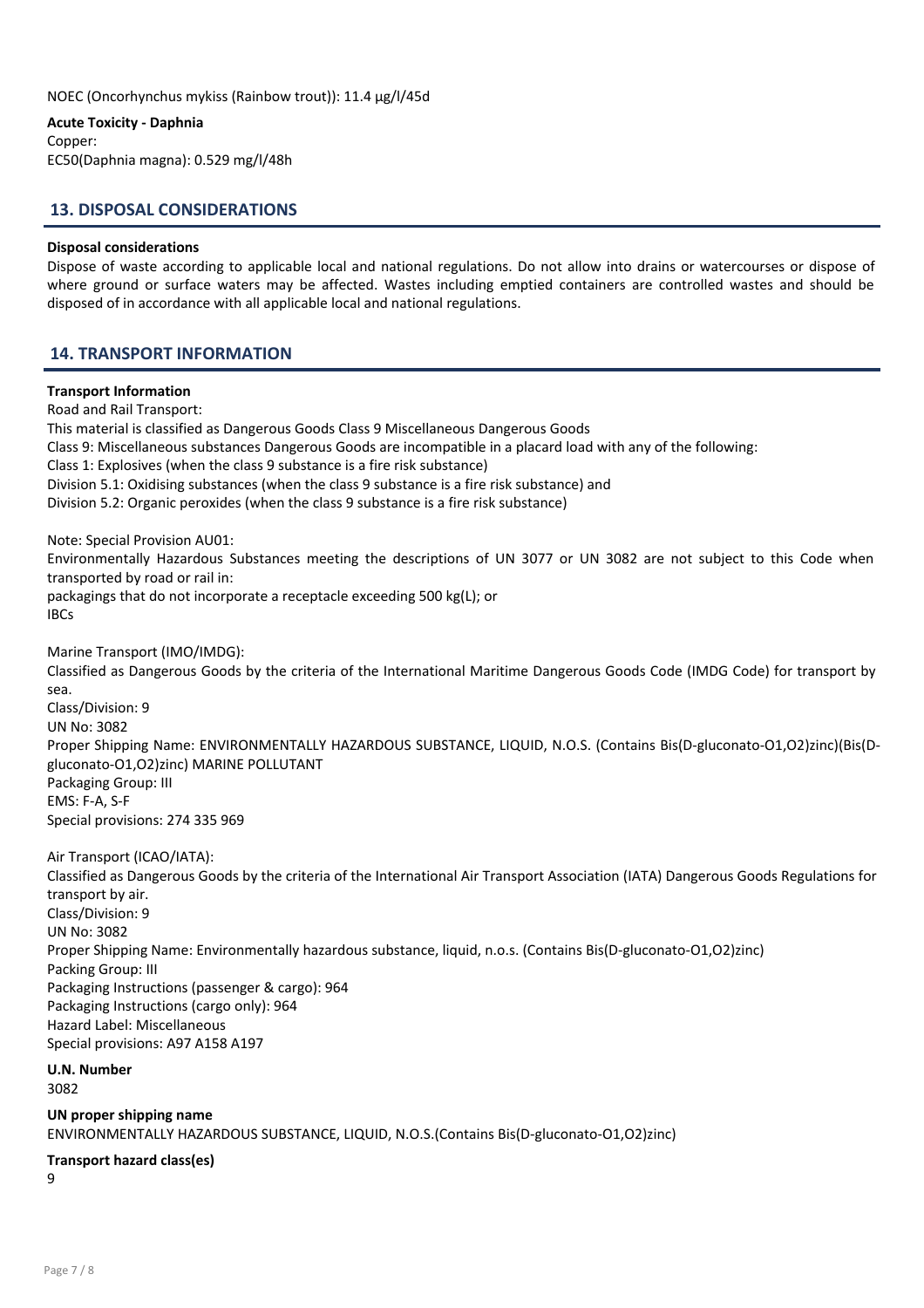NOEC (Oncorhynchus mykiss (Rainbow trout)): 11.4 µg/l/45d

**Acute Toxicity - Daphnia**

Copper:
EC50(Daphnia magna): 0.529 mg/l/48h

## 13. DISPOSAL CONSIDERATIONS

**Disposal considerations**

Dispose of waste according to applicable local and national regulations. Do not allow into drains or watercourses or dispose of where ground or surface waters may be affected. Wastes including emptied containers are controlled wastes and should be disposed of in accordance with all applicable local and national regulations.

## 14. TRANSPORT INFORMATION

**Transport Information**

Road and Rail Transport:
This material is classified as Dangerous Goods Class 9 Miscellaneous Dangerous Goods
Class 9: Miscellaneous substances Dangerous Goods are incompatible in a placard load with any of the following:
Class 1: Explosives (when the class 9 substance is a fire risk substance)
Division 5.1: Oxidising substances (when the class 9 substance is a fire risk substance) and
Division 5.2: Organic peroxides (when the class 9 substance is a fire risk substance)

Note: Special Provision AU01:
Environmentally Hazardous Substances meeting the descriptions of UN 3077 or UN 3082 are not subject to this Code when transported by road or rail in:
packagings that do not incorporate a receptacle exceeding 500 kg(L); or
IBCs

Marine Transport (IMO/IMDG):
Classified as Dangerous Goods by the criteria of the International Maritime Dangerous Goods Code (IMDG Code) for transport by sea.
Class/Division: 9
UN No: 3082
Proper Shipping Name: ENVIRONMENTALLY HAZARDOUS SUBSTANCE, LIQUID, N.O.S. (Contains Bis(D-gluconato-O1,O2)zinc)(Bis(D-gluconato-O1,O2)zinc) MARINE POLLUTANT
Packaging Group: III
EMS: F-A, S-F
Special provisions: 274 335 969

Air Transport (ICAO/IATA):
Classified as Dangerous Goods by the criteria of the International Air Transport Association (IATA) Dangerous Goods Regulations for transport by air.
Class/Division: 9
UN No: 3082
Proper Shipping Name: Environmentally hazardous substance, liquid, n.o.s. (Contains Bis(D-gluconato-O1,O2)zinc)
Packing Group: III
Packaging Instructions (passenger & cargo): 964
Packaging Instructions (cargo only): 964
Hazard Label: Miscellaneous
Special provisions: A97 A158 A197

**U.N. Number**

3082

**UN proper shipping name**

ENVIRONMENTALLY HAZARDOUS SUBSTANCE, LIQUID, N.O.S.(Contains Bis(D-gluconato-O1,O2)zinc)

**Transport hazard class(es)**

9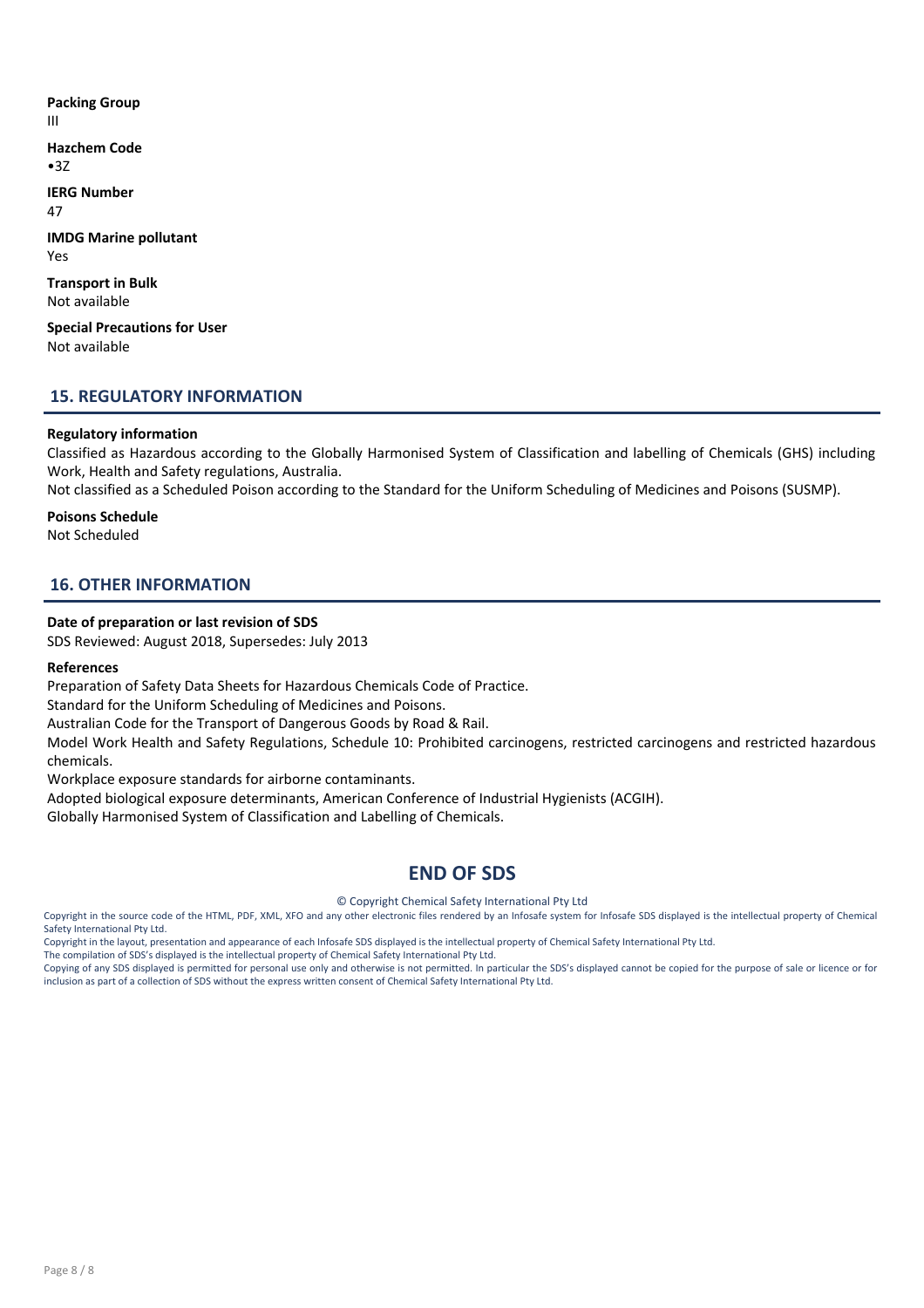**Packing Group**
III

**Hazchem Code**
•3Z

**IERG Number**
47

**IMDG Marine pollutant**
Yes

**Transport in Bulk**
Not available

**Special Precautions for User**
Not available

## 15. REGULATORY INFORMATION

**Regulatory information**
Classified as Hazardous according to the Globally Harmonised System of Classification and labelling of Chemicals (GHS) including Work, Health and Safety regulations, Australia.
Not classified as a Scheduled Poison according to the Standard for the Uniform Scheduling of Medicines and Poisons (SUSMP).

**Poisons Schedule**
Not Scheduled

## 16. OTHER INFORMATION

**Date of preparation or last revision of SDS**
SDS Reviewed: August 2018, Supersedes: July 2013

**References**
Preparation of Safety Data Sheets for Hazardous Chemicals Code of Practice.
Standard for the Uniform Scheduling of Medicines and Poisons.
Australian Code for the Transport of Dangerous Goods by Road & Rail.
Model Work Health and Safety Regulations, Schedule 10: Prohibited carcinogens, restricted carcinogens and restricted hazardous chemicals.
Workplace exposure standards for airborne contaminants.
Adopted biological exposure determinants, American Conference of Industrial Hygienists (ACGIH).
Globally Harmonised System of Classification and Labelling of Chemicals.

## END OF SDS

© Copyright Chemical Safety International Pty Ltd

Copyright in the source code of the HTML, PDF, XML, XFO and any other electronic files rendered by an Infosafe system for Infosafe SDS displayed is the intellectual property of Chemical Safety International Pty Ltd.
Copyright in the layout, presentation and appearance of each Infosafe SDS displayed is the intellectual property of Chemical Safety International Pty Ltd.
The compilation of SDS's displayed is the intellectual property of Chemical Safety International Pty Ltd.
Copying of any SDS displayed is permitted for personal use only and otherwise is not permitted. In particular the SDS's displayed cannot be copied for the purpose of sale or licence or for inclusion as part of a collection of SDS without the express written consent of Chemical Safety International Pty Ltd.